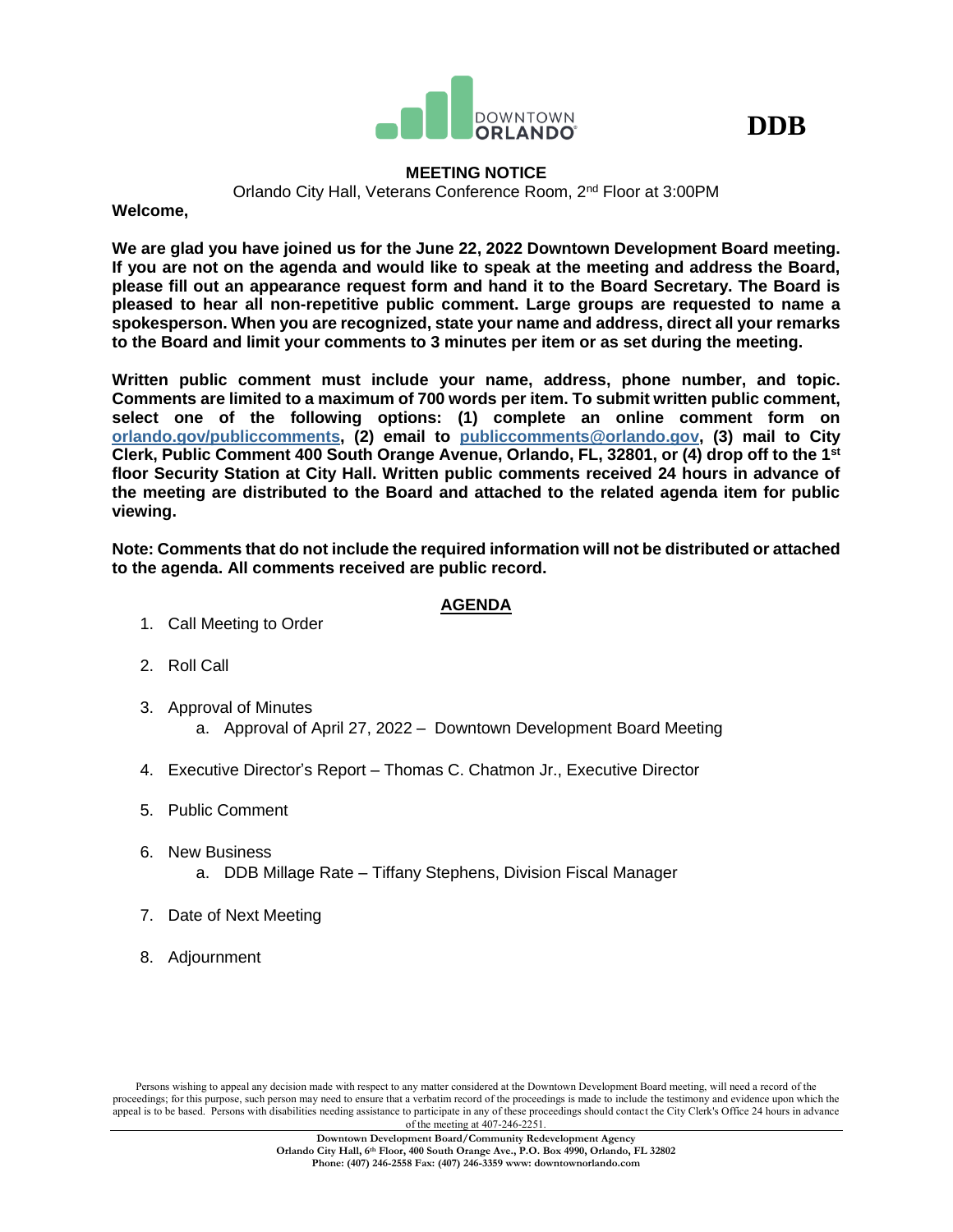DOWNTOWN ORLANDO

**DDB**

## MEETING NOTICE

Orlando City Hall, Veterans Conference Room, 2nd Floor at 3:00PM

**Welcome,**

**We are glad you have joined us for the June 22, 2022 Downtown Development Board meeting. If you are not on the agenda and would like to speak at the meeting and address the Board, please fill out an appearance request form and hand it to the Board Secretary. The Board is pleased to hear all non-repetitive public comment. Large groups are requested to name a spokesperson. When you are recognized, state your name and address, direct all your remarks to the Board and limit your comments to 3 minutes per item or as set during the meeting.**

**Written public comment must include your name, address, phone number, and topic. Comments are limited to a maximum of 700 words per item. To submit written public comment, select one of the following options: (1) complete an online comment form on orlando.gov/publiccomments, (2) email to publiccomments@orlando.gov, (3) mail to City Clerk, Public Comment 400 South Orange Avenue, Orlando, FL, 32801, or (4) drop off to the 1st floor Security Station at City Hall. Written public comments received 24 hours in advance of the meeting are distributed to the Board and attached to the related agenda item for public viewing.**

**Note: Comments that do not include the required information will not be distributed or attached to the agenda. All comments received are public record.**

## AGENDA

1. Call Meeting to Order
2. Roll Call
3. Approval of Minutes
   a. Approval of April 27, 2022 – Downtown Development Board Meeting
4. Executive Director's Report – Thomas C. Chatmon Jr., Executive Director
5. Public Comment
6. New Business
   a. DDB Millage Rate – Tiffany Stephens, Division Fiscal Manager
7. Date of Next Meeting
8. Adjournment

Persons wishing to appeal any decision made with respect to any matter considered at the Downtown Development Board meeting, will need a record of the proceedings; for this purpose, such person may need to ensure that a verbatim record of the proceedings is made to include the testimony and evidence upon which the appeal is to be based. Persons with disabilities needing assistance to participate in any of these proceedings should contact the City Clerk's Office 24 hours in advance of the meeting at 407-246-2251.

**Downtown Development Board/Community Redevelopment Agency**
**Orlando City Hall, 6th Floor, 400 South Orange Ave., P.O. Box 4990, Orlando, FL 32802**
**Phone: (407) 246-2558 Fax: (407) 246-3359 www: downtownorlando.com**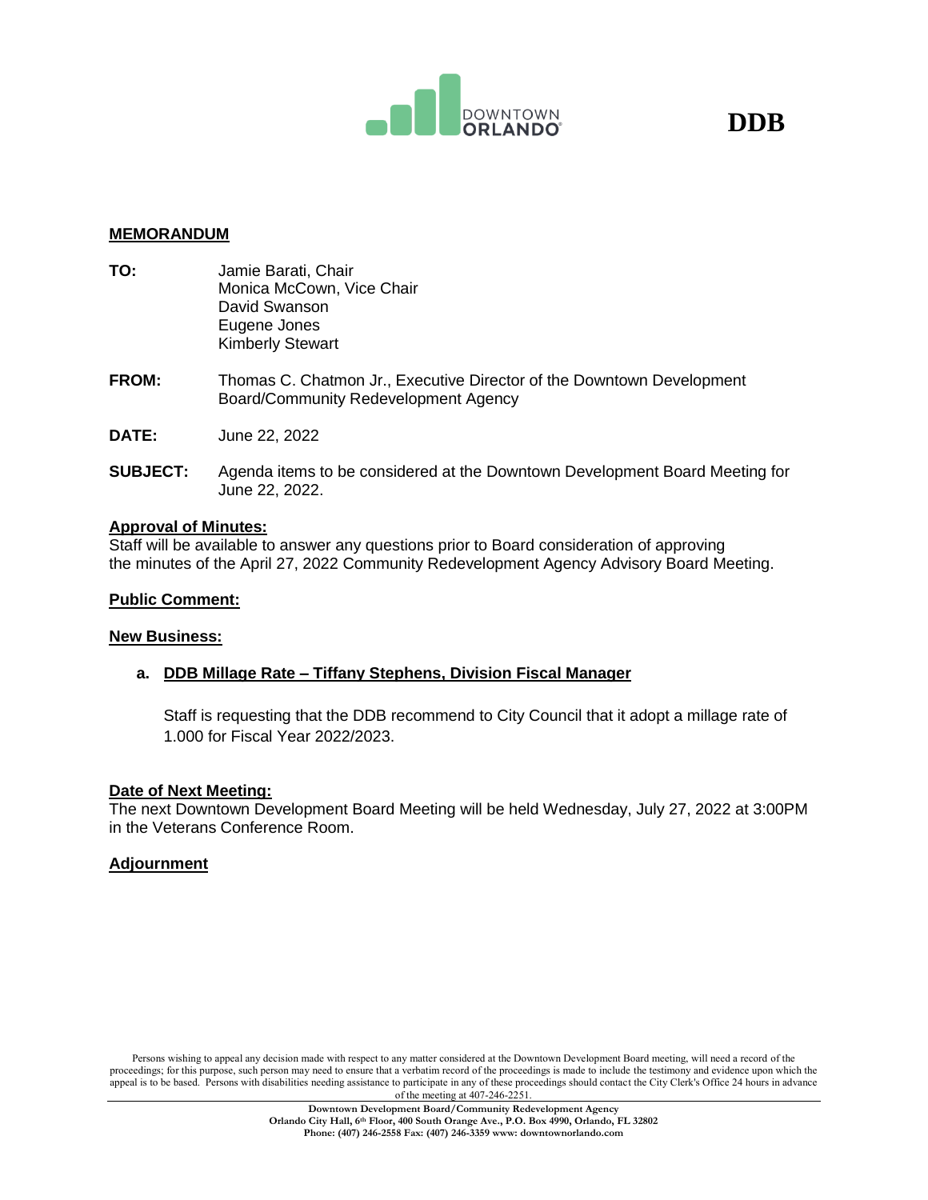**DDB**

**MEMORANDUM**

**TO:** Jamie Barati, Chair
Monica McCown, Vice Chair
David Swanson
Eugene Jones
Kimberly Stewart

**FROM:** Thomas C. Chatmon Jr., Executive Director of the Downtown Development Board/Community Redevelopment Agency

**DATE:** June 22, 2022

**SUBJECT:** Agenda items to be considered at the Downtown Development Board Meeting for June 22, 2022.

**Approval of Minutes:**
Staff will be available to answer any questions prior to Board consideration of approving the minutes of the April 27, 2022 Community Redevelopment Agency Advisory Board Meeting.

**Public Comment:**

**New Business:**

**a. DDB Millage Rate – Tiffany Stephens, Division Fiscal Manager**

Staff is requesting that the DDB recommend to City Council that it adopt a millage rate of 1.000 for Fiscal Year 2022/2023.

**Date of Next Meeting:**
The next Downtown Development Board Meeting will be held Wednesday, July 27, 2022 at 3:00PM in the Veterans Conference Room.

**Adjournment**

Persons wishing to appeal any decision made with respect to any matter considered at the Downtown Development Board meeting, will need a record of the proceedings; for this purpose, such person may need to ensure that a verbatim record of the proceedings is made to include the testimony and evidence upon which the appeal is to be based. Persons with disabilities needing assistance to participate in any of these proceedings should contact the City Clerk's Office 24 hours in advance of the meeting at 407-246-2251.

**Downtown Development Board/Community Redevelopment Agency**
**Orlando City Hall, 6th Floor, 400 South Orange Ave., P.O. Box 4990, Orlando, FL 32802**
**Phone: (407) 246-2558 Fax: (407) 246-3359 www: downtownorlando.com**